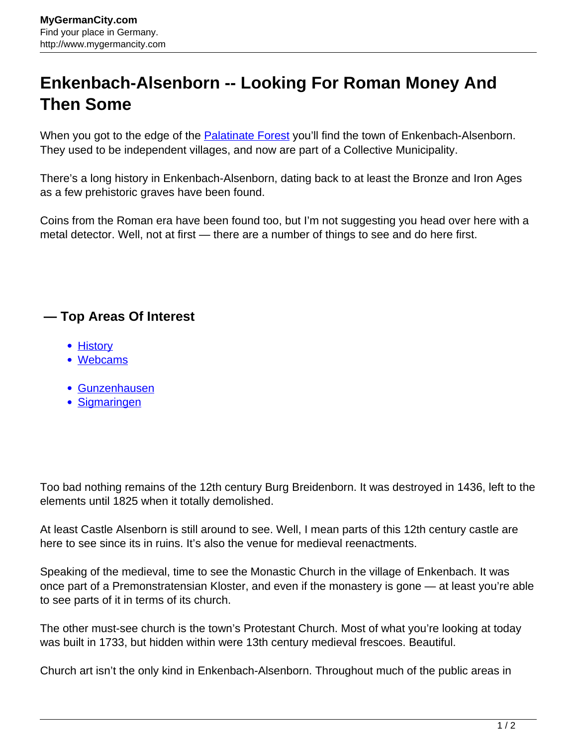# Enkenbach-Alsenborn -- Looking For Roman Money And Then Some

When you got to the edge of the Palatinate Forest you'll find the town of Enkenbach-Alsenborn. They used to be independent villages, and now are part of a Collective Municipality.

There's a long history in Enkenbach-Alsenborn, dating back to at least the Bronze and Iron Ages as a few prehistoric graves have been found.

Coins from the Roman era have been found too, but I'm not suggesting you head over here with a metal detector. Well, not at first — there are a number of things to see and do here first.

### — Top Areas Of Interest

- History
- Webcams

- Gunzenhausen
- Sigmaringen

Too bad nothing remains of the 12th century Burg Breidenborn. It was destroyed in 1436, left to the elements until 1825 when it totally demolished.

At least Castle Alsenborn is still around to see. Well, I mean parts of this 12th century castle are here to see since its in ruins. It's also the venue for medieval reenactments.

Speaking of the medieval, time to see the Monastic Church in the village of Enkenbach. It was once part of a Premonstratensian Kloster, and even if the monastery is gone — at least you're able to see parts of it in terms of its church.

The other must-see church is the town's Protestant Church. Most of what you're looking at today was built in 1733, but hidden within were 13th century medieval frescoes. Beautiful.

Church art isn't the only kind in Enkenbach-Alsenborn. Throughout much of the public areas in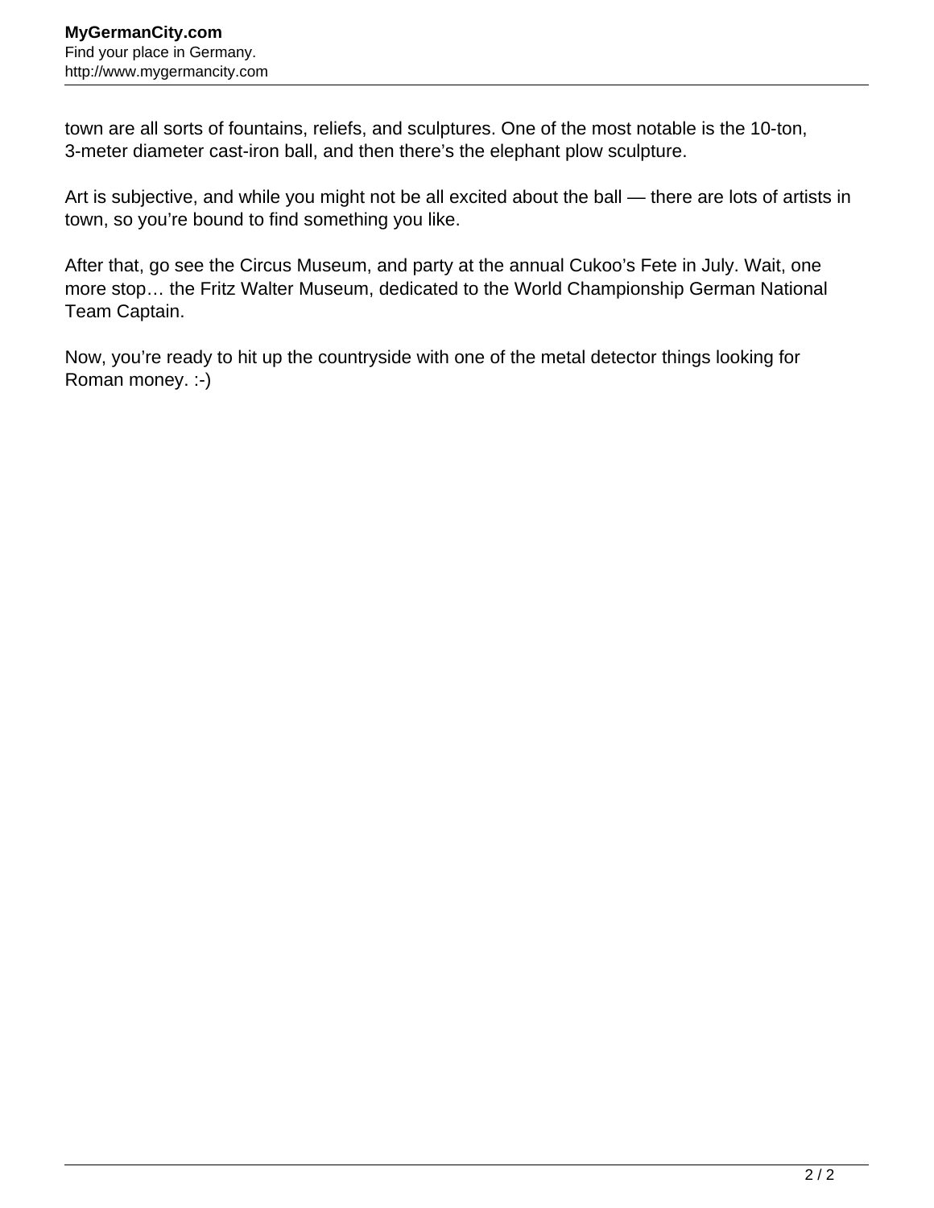town are all sorts of fountains, reliefs, and sculptures. One of the most notable is the 10-ton, 3-meter diameter cast-iron ball, and then there's the elephant plow sculpture.

Art is subjective, and while you might not be all excited about the ball — there are lots of artists in town, so you're bound to find something you like.

After that, go see the Circus Museum, and party at the annual Cukoo's Fete in July. Wait, one more stop… the Fritz Walter Museum, dedicated to the World Championship German National Team Captain.

Now, you're ready to hit up the countryside with one of the metal detector things looking for Roman money. :-)